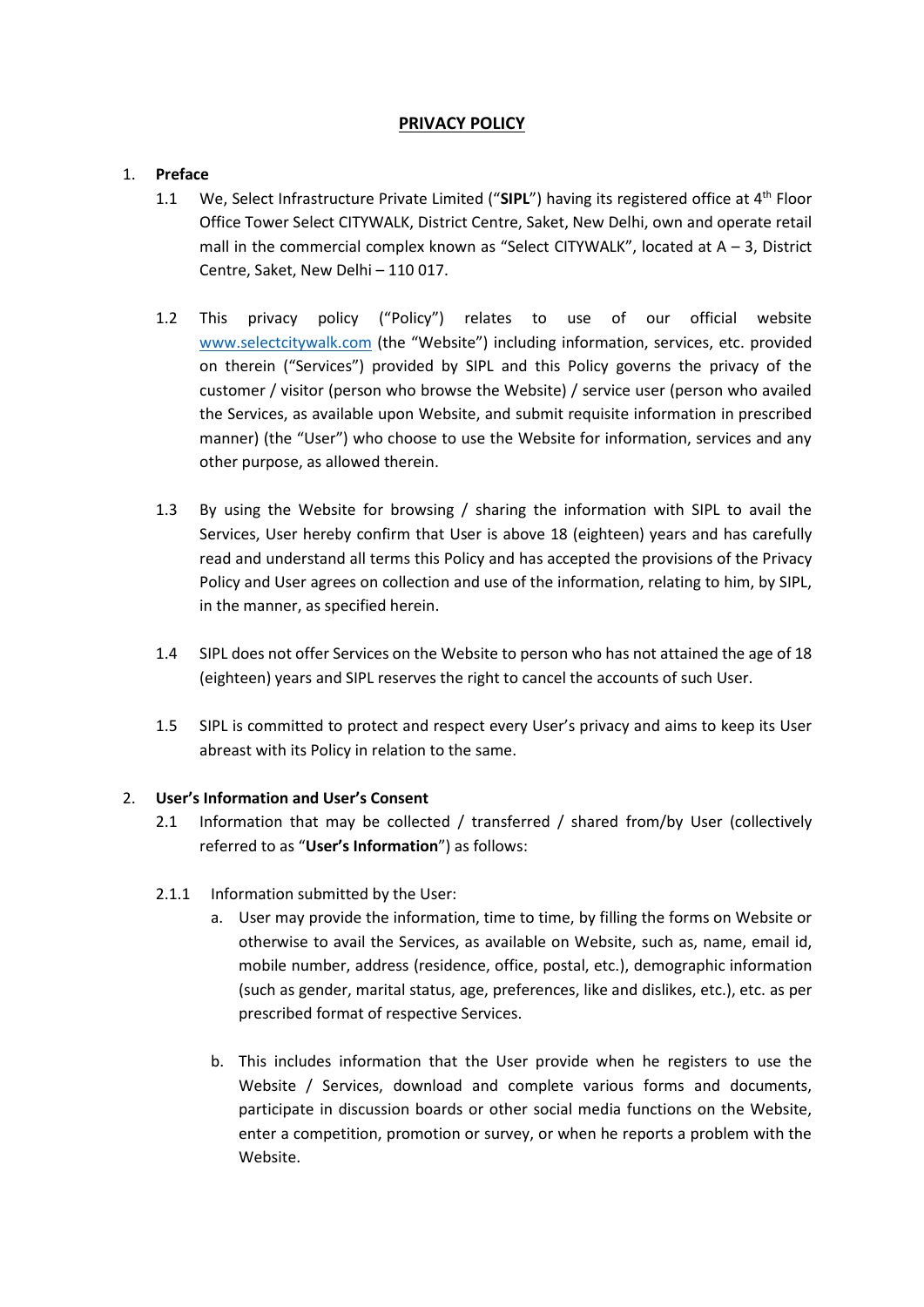# PRIVACY POLICY

1. **Preface**

   1.1 We, Select Infrastructure Private Limited ("**SIPL**") having its registered office at 4th Floor Office Tower Select CITYWALK, District Centre, Saket, New Delhi, own and operate retail mall in the commercial complex known as "Select CITYWALK", located at A – 3, District Centre, Saket, New Delhi – 110 017.

   1.2 This privacy policy ("Policy") relates to use of our official website [www.selectcitywalk.com](http://www.selectcitywalk.com) (the "Website") including information, services, etc. provided on therein ("Services") provided by SIPL and this Policy governs the privacy of the customer / visitor (person who browse the Website) / service user (person who availed the Services, as available upon Website, and submit requisite information in prescribed manner) (the "User") who choose to use the Website for information, services and any other purpose, as allowed therein.

   1.3 By using the Website for browsing / sharing the information with SIPL to avail the Services, User hereby confirm that User is above 18 (eighteen) years and has carefully read and understand all terms this Policy and has accepted the provisions of the Privacy Policy and User agrees on collection and use of the information, relating to him, by SIPL, in the manner, as specified herein.

   1.4 SIPL does not offer Services on the Website to person who has not attained the age of 18 (eighteen) years and SIPL reserves the right to cancel the accounts of such User.

   1.5 SIPL is committed to protect and respect every User's privacy and aims to keep its User abreast with its Policy in relation to the same.

2. **User's Information and User's Consent**

   2.1 Information that may be collected / transferred / shared from/by User (collectively referred to as "**User's Information**") as follows:

   2.1.1 Information submitted by the User:

   a. User may provide the information, time to time, by filling the forms on Website or otherwise to avail the Services, as available on Website, such as, name, email id, mobile number, address (residence, office, postal, etc.), demographic information (such as gender, marital status, age, preferences, like and dislikes, etc.), etc. as per prescribed format of respective Services.

   b. This includes information that the User provide when he registers to use the Website / Services, download and complete various forms and documents, participate in discussion boards or other social media functions on the Website, enter a competition, promotion or survey, or when he reports a problem with the Website.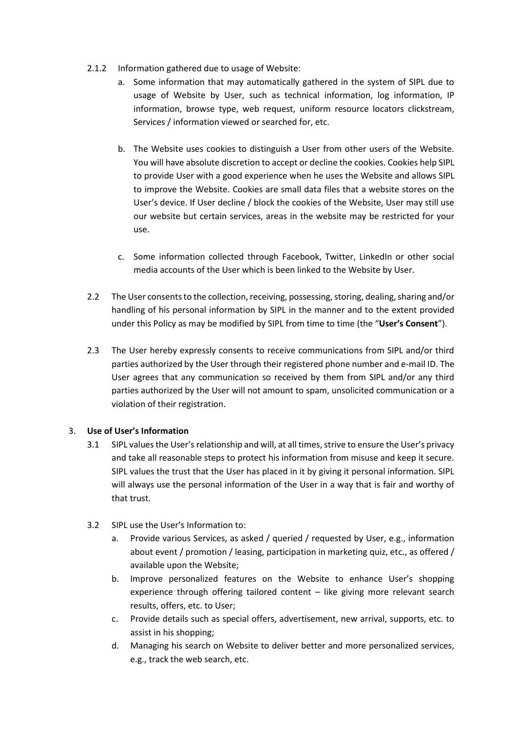2.1.2 Information gathered due to usage of Website:

a. Some information that may automatically gathered in the system of SIPL due to usage of Website by User, such as technical information, log information, IP information, browse type, web request, uniform resource locators clickstream, Services / information viewed or searched for, etc.

b. The Website uses cookies to distinguish a User from other users of the Website. You will have absolute discretion to accept or decline the cookies. Cookies help SIPL to provide User with a good experience when he uses the Website and allows SIPL to improve the Website. Cookies are small data files that a website stores on the User's device. If User decline / block the cookies of the Website, User may still use our website but certain services, areas in the website may be restricted for your use.

c. Some information collected through Facebook, Twitter, LinkedIn or other social media accounts of the User which is been linked to the Website by User.

2.2 The User consents to the collection, receiving, possessing, storing, dealing, sharing and/or handling of his personal information by SIPL in the manner and to the extent provided under this Policy as may be modified by SIPL from time to time (the "**User's Consent**").

2.3 The User hereby expressly consents to receive communications from SIPL and/or third parties authorized by the User through their registered phone number and e-mail ID. The User agrees that any communication so received by them from SIPL and/or any third parties authorized by the User will not amount to spam, unsolicited communication or a violation of their registration.

3. **Use of User's Information**

3.1 SIPL values the User's relationship and will, at all times, strive to ensure the User's privacy and take all reasonable steps to protect his information from misuse and keep it secure. SIPL values the trust that the User has placed in it by giving it personal information. SIPL will always use the personal information of the User in a way that is fair and worthy of that trust.

3.2 SIPL use the User's Information to:

a. Provide various Services, as asked / queried / requested by User, e.g., information about event / promotion / leasing, participation in marketing quiz, etc., as offered / available upon the Website;

b. Improve personalized features on the Website to enhance User's shopping experience through offering tailored content – like giving more relevant search results, offers, etc. to User;

c. Provide details such as special offers, advertisement, new arrival, supports, etc. to assist in his shopping;

d. Managing his search on Website to deliver better and more personalized services, e.g., track the web search, etc.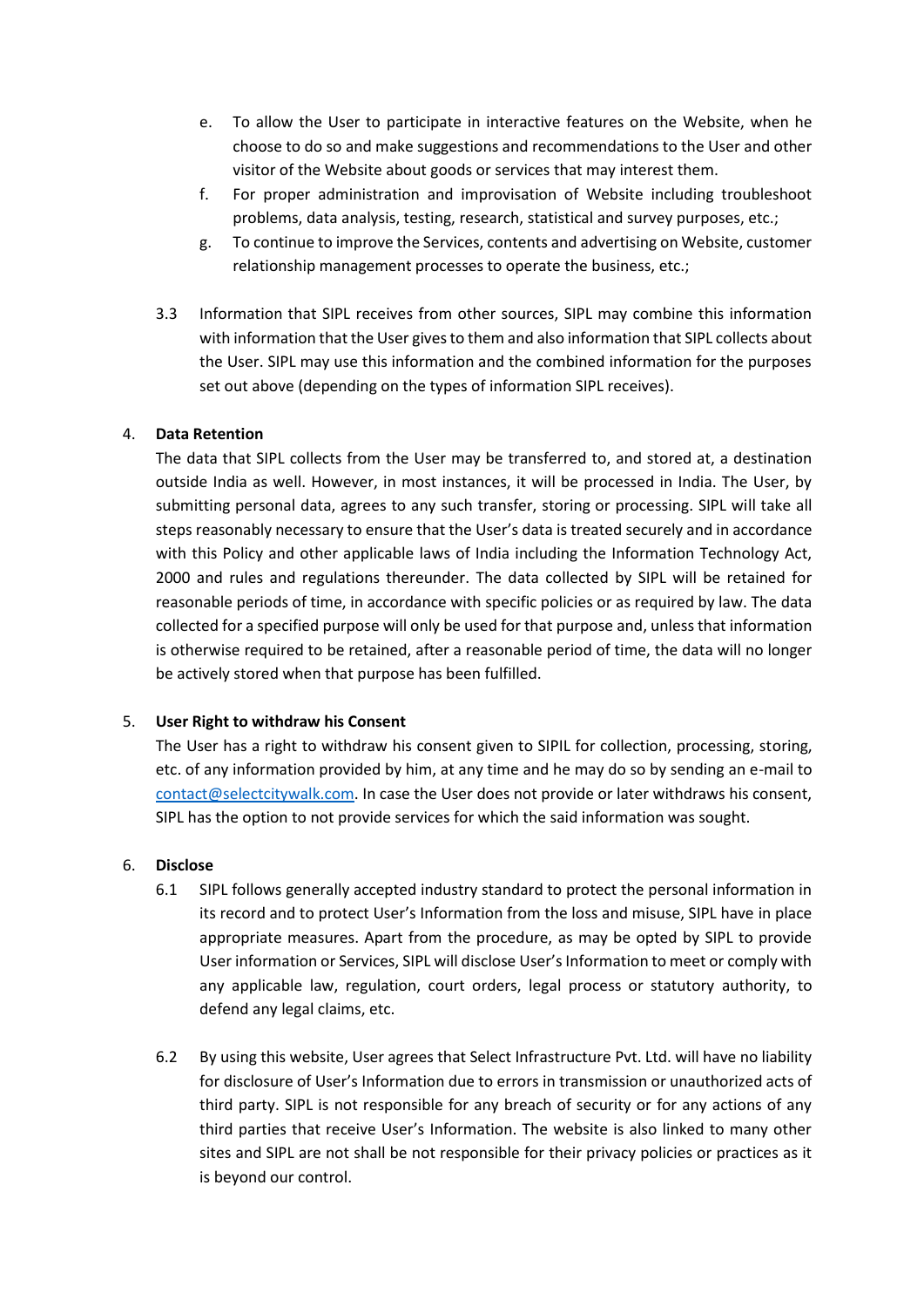e. To allow the User to participate in interactive features on the Website, when he choose to do so and make suggestions and recommendations to the User and other visitor of the Website about goods or services that may interest them.
f. For proper administration and improvisation of Website including troubleshoot problems, data analysis, testing, research, statistical and survey purposes, etc.;
g. To continue to improve the Services, contents and advertising on Website, customer relationship management processes to operate the business, etc.;

3.3 Information that SIPL receives from other sources, SIPL may combine this information with information that the User gives to them and also information that SIPL collects about the User. SIPL may use this information and the combined information for the purposes set out above (depending on the types of information SIPL receives).

4. **Data Retention**

The data that SIPL collects from the User may be transferred to, and stored at, a destination outside India as well. However, in most instances, it will be processed in India. The User, by submitting personal data, agrees to any such transfer, storing or processing. SIPL will take all steps reasonably necessary to ensure that the User's data is treated securely and in accordance with this Policy and other applicable laws of India including the Information Technology Act, 2000 and rules and regulations thereunder. The data collected by SIPL will be retained for reasonable periods of time, in accordance with specific policies or as required by law. The data collected for a specified purpose will only be used for that purpose and, unless that information is otherwise required to be retained, after a reasonable period of time, the data will no longer be actively stored when that purpose has been fulfilled.

5. **User Right to withdraw his Consent**

The User has a right to withdraw his consent given to SIPIL for collection, processing, storing, etc. of any information provided by him, at any time and he may do so by sending an e-mail to contact@selectcitywalk.com. In case the User does not provide or later withdraws his consent, SIPL has the option to not provide services for which the said information was sought.

6. **Disclose**

6.1 SIPL follows generally accepted industry standard to protect the personal information in its record and to protect User's Information from the loss and misuse, SIPL have in place appropriate measures. Apart from the procedure, as may be opted by SIPL to provide User information or Services, SIPL will disclose User's Information to meet or comply with any applicable law, regulation, court orders, legal process or statutory authority, to defend any legal claims, etc.

6.2 By using this website, User agrees that Select Infrastructure Pvt. Ltd. will have no liability for disclosure of User's Information due to errors in transmission or unauthorized acts of third party. SIPL is not responsible for any breach of security or for any actions of any third parties that receive User's Information. The website is also linked to many other sites and SIPL are not shall be not responsible for their privacy policies or practices as it is beyond our control.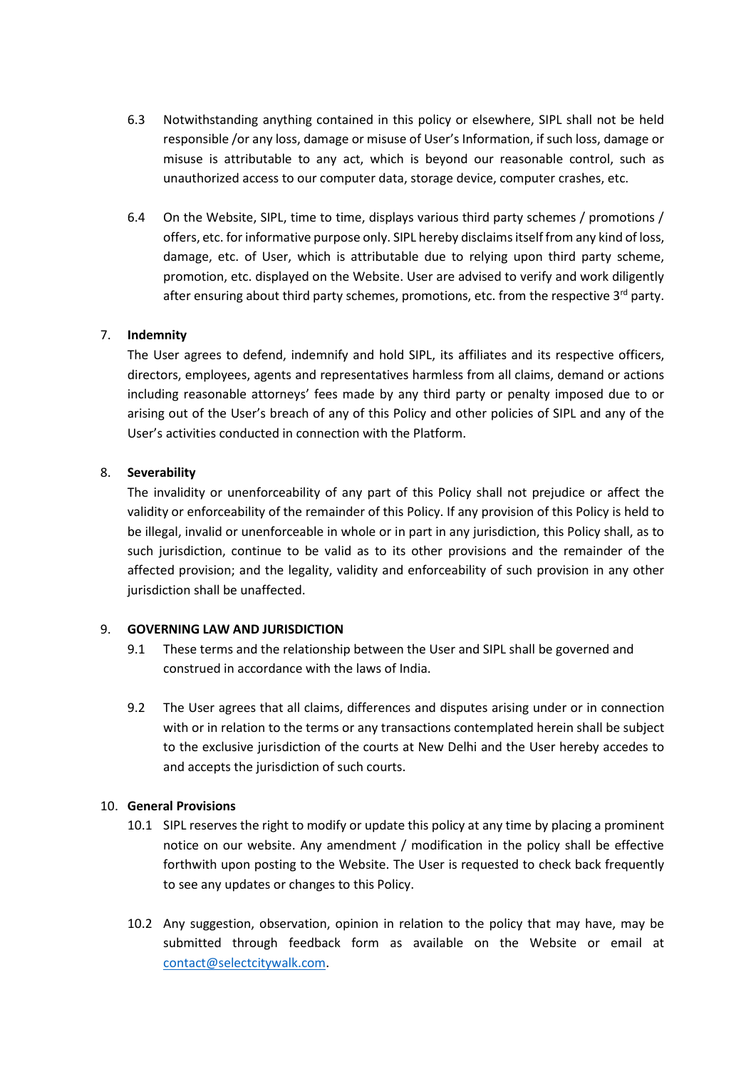6.3 Notwithstanding anything contained in this policy or elsewhere, SIPL shall not be held responsible /or any loss, damage or misuse of User's Information, if such loss, damage or misuse is attributable to any act, which is beyond our reasonable control, such as unauthorized access to our computer data, storage device, computer crashes, etc.

6.4 On the Website, SIPL, time to time, displays various third party schemes / promotions / offers, etc. for informative purpose only. SIPL hereby disclaims itself from any kind of loss, damage, etc. of User, which is attributable due to relying upon third party scheme, promotion, etc. displayed on the Website. User are advised to verify and work diligently after ensuring about third party schemes, promotions, etc. from the respective 3rd party.

7. **Indemnity**

The User agrees to defend, indemnify and hold SIPL, its affiliates and its respective officers, directors, employees, agents and representatives harmless from all claims, demand or actions including reasonable attorneys' fees made by any third party or penalty imposed due to or arising out of the User's breach of any of this Policy and other policies of SIPL and any of the User's activities conducted in connection with the Platform.

8. **Severability**

The invalidity or unenforceability of any part of this Policy shall not prejudice or affect the validity or enforceability of the remainder of this Policy. If any provision of this Policy is held to be illegal, invalid or unenforceable in whole or in part in any jurisdiction, this Policy shall, as to such jurisdiction, continue to be valid as to its other provisions and the remainder of the affected provision; and the legality, validity and enforceability of such provision in any other jurisdiction shall be unaffected.

9. **GOVERNING LAW AND JURISDICTION**

9.1 These terms and the relationship between the User and SIPL shall be governed and construed in accordance with the laws of India.

9.2 The User agrees that all claims, differences and disputes arising under or in connection with or in relation to the terms or any transactions contemplated herein shall be subject to the exclusive jurisdiction of the courts at New Delhi and the User hereby accedes to and accepts the jurisdiction of such courts.

10. **General Provisions**

10.1 SIPL reserves the right to modify or update this policy at any time by placing a prominent notice on our website. Any amendment / modification in the policy shall be effective forthwith upon posting to the Website. The User is requested to check back frequently to see any updates or changes to this Policy.

10.2 Any suggestion, observation, opinion in relation to the policy that may have, may be submitted through feedback form as available on the Website or email at contact@selectcitywalk.com.